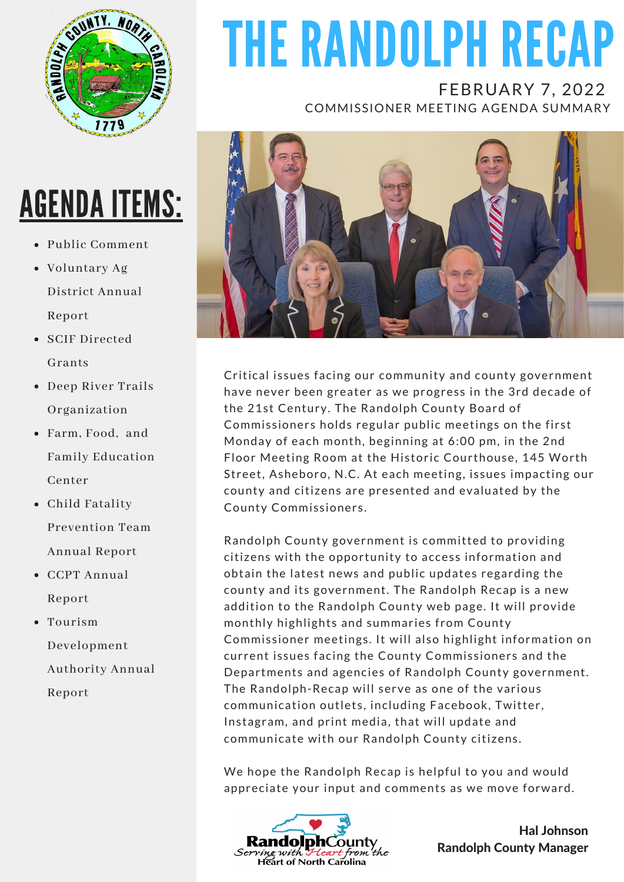# THE RANDOLPH RECAP

FEBRUARY 7, 2022

COMMISSIONER MEETING AGENDA SUMMARY

## AGENDA ITEMS:

- Public Comment
- Voluntary Ag District Annual Report
- SCIF Directed Grants
- Deep River Trails Organization
- Farm, Food, and Family Education Center
- Child Fatality Prevention Team Annual Report
- CCPT Annual Report
- Tourism Development Authority Annual Report

Critical issues facing our community and county government have never been greater as we progress in the 3rd decade of the 21st Century. The Randolph County Board of Commissioners holds regular public meetings on the first Monday of each month, beginning at 6:00 pm, in the 2nd Floor Meeting Room at the Historic Courthouse, 145 Worth Street, Asheboro, N.C. At each meeting, issues impacting our county and citizens are presented and evaluated by the County Commissioners.

Randolph County government is committed to providing citizens with the opportunity to access information and obtain the latest news and public updates regarding the county and its government. The Randolph Recap is a new addition to the Randolph County web page. It will provide monthly highlights and summaries from County Commissioner meetings. It will also highlight information on current issues facing the County Commissioners and the Departments and agencies of Randolph County government. The Randolph-Recap will serve as one of the various communication outlets, including Facebook, Twitter, Instagram, and print media, that will update and communicate with our Randolph County citizens.

We hope the Randolph Recap is helpful to you and would appreciate your input and comments as we move forward.

**Hal Johnson**
**Randolph County Manager**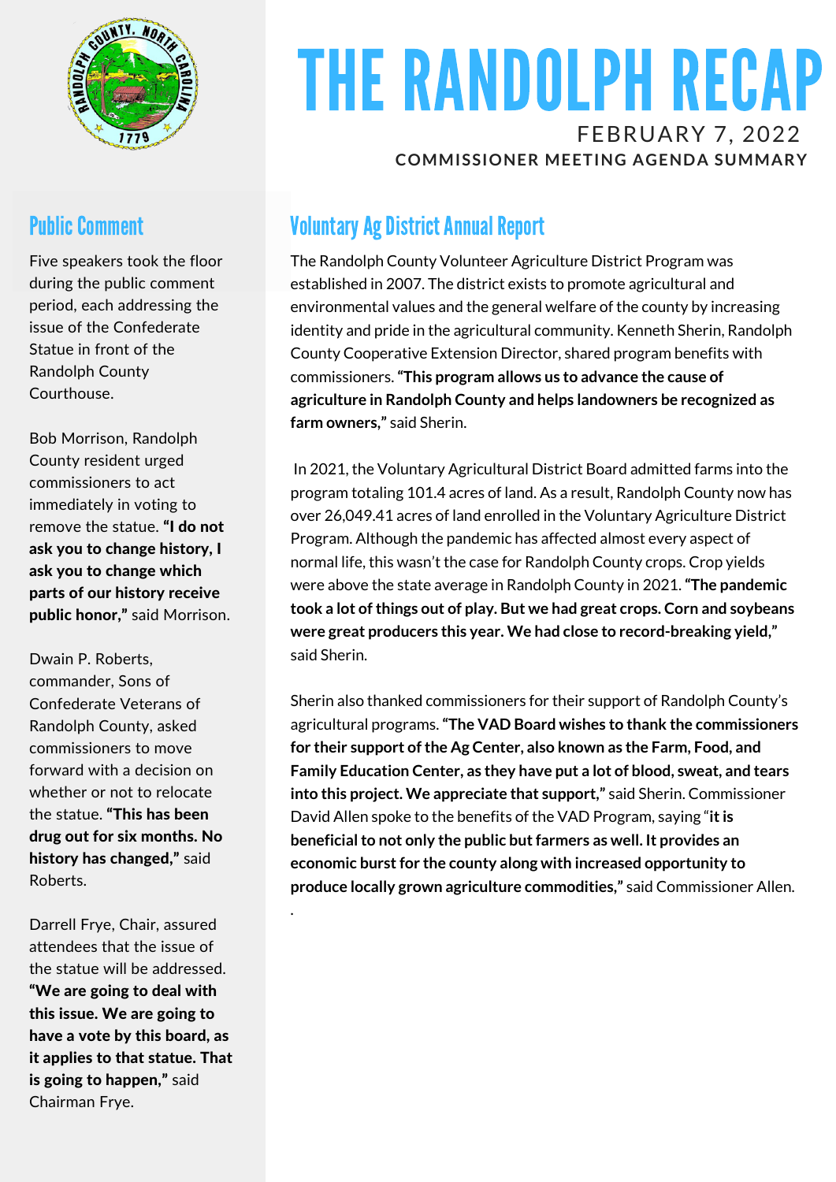# THE RANDOLPH RECAP

FEBRUARY 7, 2022

**COMMISSIONER MEETING AGENDA SUMMARY**

## Public Comment

Five speakers took the floor during the public comment period, each addressing the issue of the Confederate Statue in front of the Randolph County Courthouse.

Bob Morrison, Randolph County resident urged commissioners to act immediately in voting to remove the statue. **"I do not ask you to change history, I ask you to change which parts of our history receive public honor,"** said Morrison.

Dwain P. Roberts, commander, Sons of Confederate Veterans of Randolph County, asked commissioners to move forward with a decision on whether or not to relocate the statue. **"This has been drug out for six months. No history has changed,"** said Roberts.

Darrell Frye, Chair, assured attendees that the issue of the statue will be addressed. **"We are going to deal with this issue. We are going to have a vote by this board, as it applies to that statue. That is going to happen,"** said Chairman Frye.

## Voluntary Ag District Annual Report

The Randolph County Volunteer Agriculture District Program was established in 2007. The district exists to promote agricultural and environmental values and the general welfare of the county by increasing identity and pride in the agricultural community. Kenneth Sherin, Randolph County Cooperative Extension Director, shared program benefits with commissioners. **"This program allows us to advance the cause of agriculture in Randolph County and helps landowners be recognized as farm owners,"** said Sherin.

In 2021, the Voluntary Agricultural District Board admitted farms into the program totaling 101.4 acres of land. As a result, Randolph County now has over 26,049.41 acres of land enrolled in the Voluntary Agriculture District Program. Although the pandemic has affected almost every aspect of normal life, this wasn't the case for Randolph County crops. Crop yields were above the state average in Randolph County in 2021. **"The pandemic took a lot of things out of play. But we had great crops. Corn and soybeans were great producers this year. We had close to record-breaking yield,"** said Sherin.

Sherin also thanked commissioners for their support of Randolph County's agricultural programs. **"The VAD Board wishes to thank the commissioners for their support of the Ag Center, also known as the Farm, Food, and Family Education Center, as they have put a lot of blood, sweat, and tears into this project. We appreciate that support,"** said Sherin. Commissioner David Allen spoke to the benefits of the VAD Program, saying "**it is beneficial to not only the public but farmers as well. It provides an economic burst for the county along with increased opportunity to produce locally grown agriculture commodities,"** said Commissioner Allen.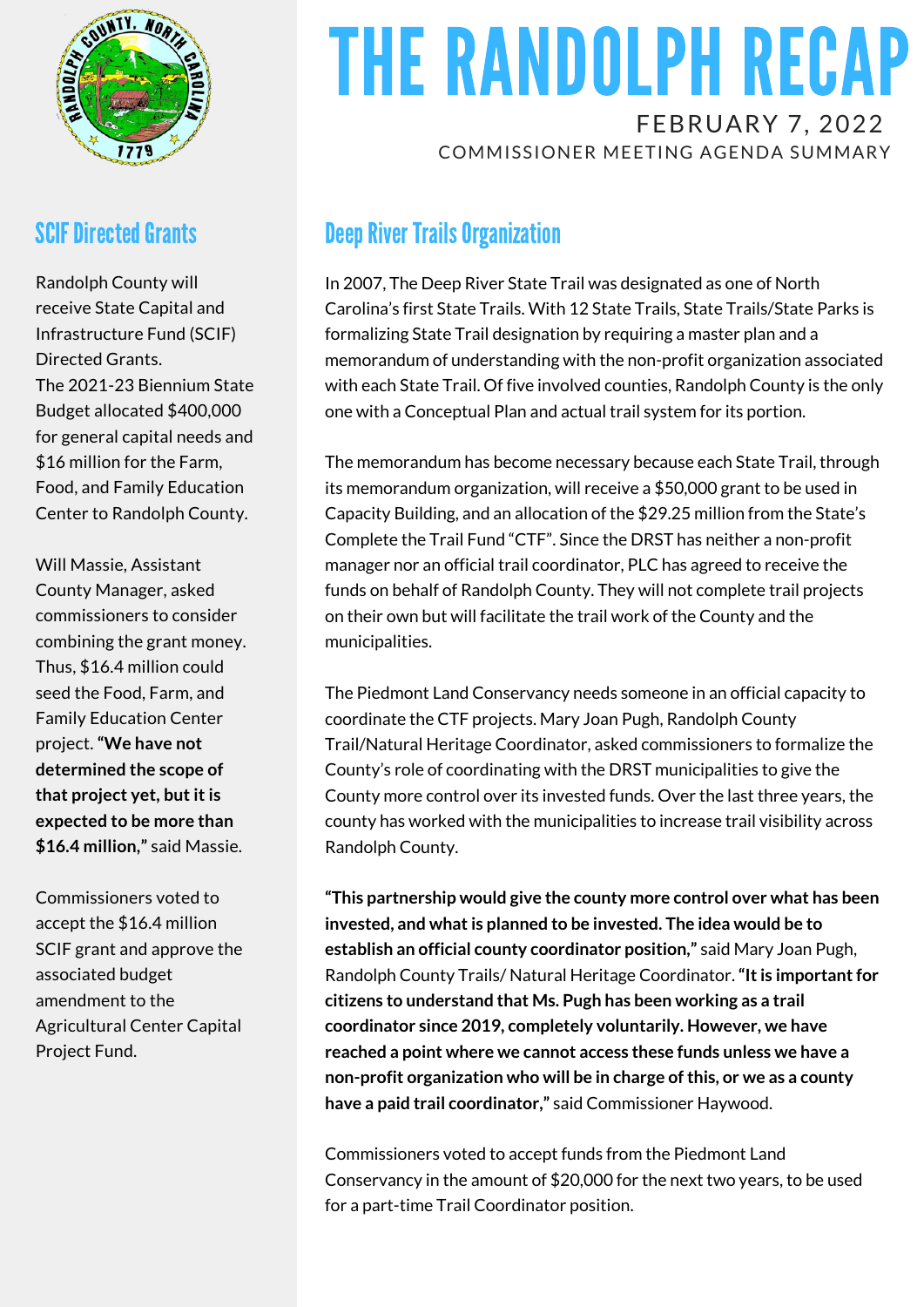# THE RANDOLPH RECAP

FEBRUARY 7, 2022

COMMISSIONER MEETING AGENDA SUMMARY

## SCIF Directed Grants

Randolph County will receive State Capital and Infrastructure Fund (SCIF) Directed Grants. The 2021-23 Biennium State Budget allocated $400,000 for general capital needs and $16 million for the Farm, Food, and Family Education Center to Randolph County.

Will Massie, Assistant County Manager, asked commissioners to consider combining the grant money. Thus, $16.4 million could seed the Food, Farm, and Family Education Center project. **"We have not determined the scope of that project yet, but it is expected to be more than $16.4 million,"** said Massie.

Commissioners voted to accept the $16.4 million SCIF grant and approve the associated budget amendment to the Agricultural Center Capital Project Fund.

## Deep River Trails Organization

In 2007, The Deep River State Trail was designated as one of North Carolina's first State Trails. With 12 State Trails, State Trails/State Parks is formalizing State Trail designation by requiring a master plan and a memorandum of understanding with the non-profit organization associated with each State Trail. Of five involved counties, Randolph County is the only one with a Conceptual Plan and actual trail system for its portion.

The memorandum has become necessary because each State Trail, through its memorandum organization, will receive a $50,000 grant to be used in Capacity Building, and an allocation of the $29.25 million from the State's Complete the Trail Fund "CTF". Since the DRST has neither a non-profit manager nor an official trail coordinator, PLC has agreed to receive the funds on behalf of Randolph County. They will not complete trail projects on their own but will facilitate the trail work of the County and the municipalities.

The Piedmont Land Conservancy needs someone in an official capacity to coordinate the CTF projects. Mary Joan Pugh, Randolph County Trail/Natural Heritage Coordinator, asked commissioners to formalize the County's role of coordinating with the DRST municipalities to give the County more control over its invested funds. Over the last three years, the county has worked with the municipalities to increase trail visibility across Randolph County.

**"This partnership would give the county more control over what has been invested, and what is planned to be invested. The idea would be to establish an official county coordinator position,"** said Mary Joan Pugh, Randolph County Trails/ Natural Heritage Coordinator. **"It is important for citizens to understand that Ms. Pugh has been working as a trail coordinator since 2019, completely voluntarily. However, we have reached a point where we cannot access these funds unless we have a non-profit organization who will be in charge of this, or we as a county have a paid trail coordinator,"** said Commissioner Haywood.

Commissioners voted to accept funds from the Piedmont Land Conservancy in the amount of $20,000 for the next two years, to be used for a part-time Trail Coordinator position.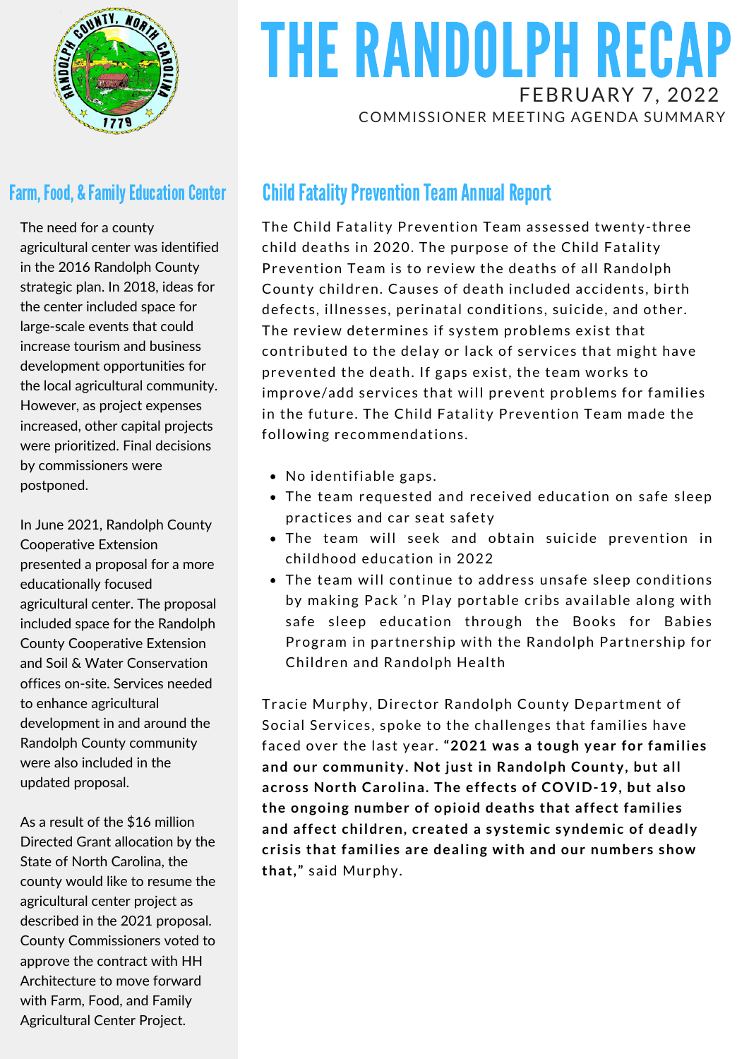# THE RANDOLPH RECAP

FEBRUARY 7, 2022

COMMISSIONER MEETING AGENDA SUMMARY

## Child Fatality Prevention Team Annual Report

The Child Fatality Prevention Team assessed twenty-three child deaths in 2020. The purpose of the Child Fatality Prevention Team is to review the deaths of all Randolph County children. Causes of death included accidents, birth defects, illnesses, perinatal conditions, suicide, and other. The review determines if system problems exist that contributed to the delay or lack of services that might have prevented the death. If gaps exist, the team works to improve/add services that will prevent problems for families in the future. The Child Fatality Prevention Team made the following recommendations.

- No identifiable gaps.
- The team requested and received education on safe sleep practices and car seat safety
- The team will seek and obtain suicide prevention in childhood education in 2022
- The team will continue to address unsafe sleep conditions by making Pack 'n Play portable cribs available along with safe sleep education through the Books for Babies Program in partnership with the Randolph Partnership for Children and Randolph Health

Tracie Murphy, Director Randolph County Department of Social Services, spoke to the challenges that families have faced over the last year. **"2021 was a tough year for families and our community. Not just in Randolph County, but all across North Carolina. The effects of COVID-19, but also the ongoing number of opioid deaths that affect families and affect children, created a systemic syndemic of deadly crisis that families are dealing with and our numbers show that,"** said Murphy.

## Farm, Food, & Family Education Center

The need for a county agricultural center was identified in the 2016 Randolph County strategic plan. In 2018, ideas for the center included space for large-scale events that could increase tourism and business development opportunities for the local agricultural community. However, as project expenses increased, other capital projects were prioritized. Final decisions by commissioners were postponed.

In June 2021, Randolph County Cooperative Extension presented a proposal for a more educationally focused agricultural center. The proposal included space for the Randolph County Cooperative Extension and Soil & Water Conservation offices on-site. Services needed to enhance agricultural development in and around the Randolph County community were also included in the updated proposal.

As a result of the $16 million Directed Grant allocation by the State of North Carolina, the county would like to resume the agricultural center project as described in the 2021 proposal. County Commissioners voted to approve the contract with HH Architecture to move forward with Farm, Food, and Family Agricultural Center Project.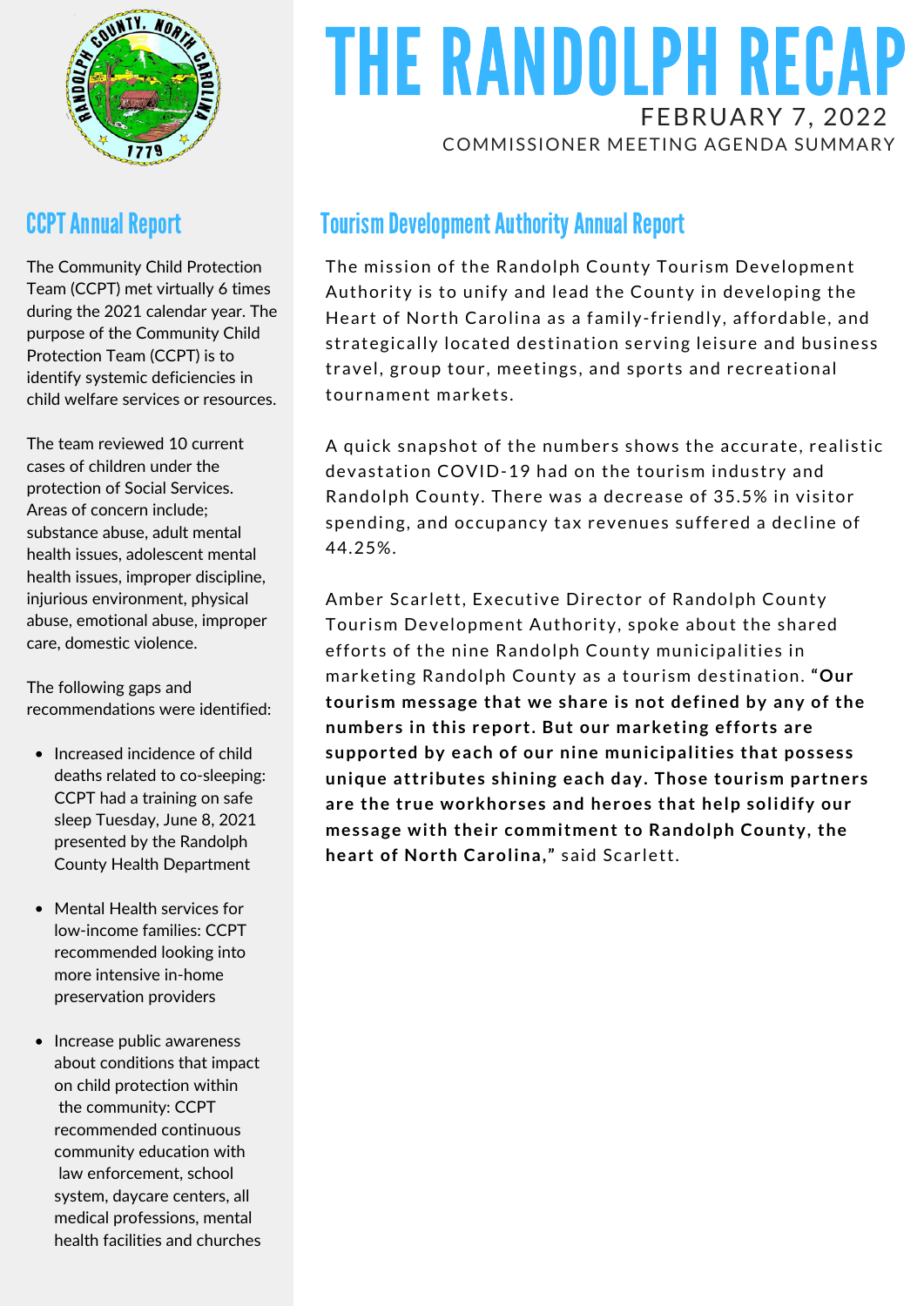# THE RANDOLPH RECAP

FEBRUARY 7, 2022

COMMISSIONER MEETING AGENDA SUMMARY

## CCPT Annual Report

The Community Child Protection Team (CCPT) met virtually 6 times during the 2021 calendar year. The purpose of the Community Child Protection Team (CCPT) is to identify systemic deficiencies in child welfare services or resources.

The team reviewed 10 current cases of children under the protection of Social Services. Areas of concern include; substance abuse, adult mental health issues, adolescent mental health issues, improper discipline, injurious environment, physical abuse, emotional abuse, improper care, domestic violence.

The following gaps and recommendations were identified:

- Increased incidence of child deaths related to co-sleeping: CCPT had a training on safe sleep Tuesday, June 8, 2021 presented by the Randolph County Health Department
- Mental Health services for low-income families: CCPT recommended looking into more intensive in-home preservation providers
- Increase public awareness about conditions that impact on child protection within the community: CCPT recommended continuous community education with law enforcement, school system, daycare centers, all medical professions, mental health facilities and churches

## Tourism Development Authority Annual Report

The mission of the Randolph County Tourism Development Authority is to unify and lead the County in developing the Heart of North Carolina as a family-friendly, affordable, and strategically located destination serving leisure and business travel, group tour, meetings, and sports and recreational tournament markets.

A quick snapshot of the numbers shows the accurate, realistic devastation COVID-19 had on the tourism industry and Randolph County. There was a decrease of 35.5% in visitor spending, and occupancy tax revenues suffered a decline of 44.25%.

Amber Scarlett, Executive Director of Randolph County Tourism Development Authority, spoke about the shared efforts of the nine Randolph County municipalities in marketing Randolph County as a tourism destination. **"Our tourism message that we share is not defined by any of the numbers in this report. But our marketing efforts are supported by each of our nine municipalities that possess unique attributes shining each day. Those tourism partners are the true workhorses and heroes that help solidify our message with their commitment to Randolph County, the heart of North Carolina,"** said Scarlett.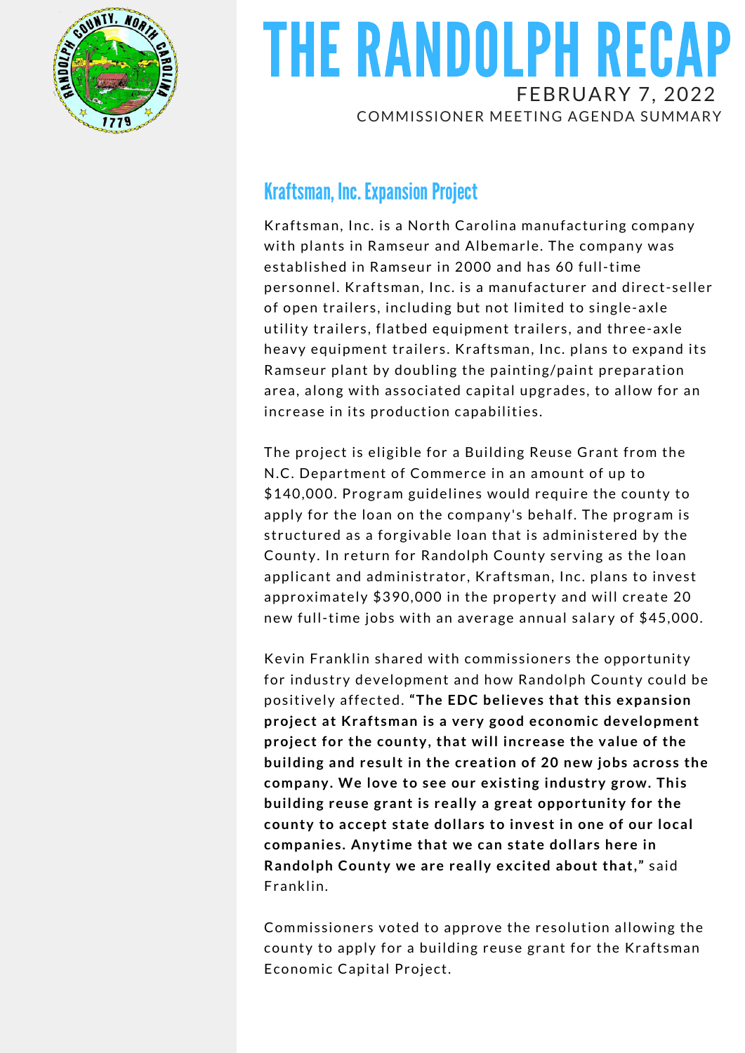# THE RANDOLPH RECAP

FEBRUARY 7, 2022

COMMISSIONER MEETING AGENDA SUMMARY

## Kraftsman, Inc. Expansion Project

Kraftsman, Inc. is a North Carolina manufacturing company with plants in Ramseur and Albemarle. The company was established in Ramseur in 2000 and has 60 full-time personnel. Kraftsman, Inc. is a manufacturer and direct-seller of open trailers, including but not limited to single-axle utility trailers, flatbed equipment trailers, and three-axle heavy equipment trailers. Kraftsman, Inc. plans to expand its Ramseur plant by doubling the painting/paint preparation area, along with associated capital upgrades, to allow for an increase in its production capabilities.

The project is eligible for a Building Reuse Grant from the N.C. Department of Commerce in an amount of up to $140,000. Program guidelines would require the county to apply for the loan on the company's behalf. The program is structured as a forgivable loan that is administered by the County. In return for Randolph County serving as the loan applicant and administrator, Kraftsman, Inc. plans to invest approximately $390,000 in the property and will create 20 new full-time jobs with an average annual salary of $45,000.

Kevin Franklin shared with commissioners the opportunity for industry development and how Randolph County could be positively affected. **"The EDC believes that this expansion project at Kraftsman is a very good economic development project for the county, that will increase the value of the building and result in the creation of 20 new jobs across the company. We love to see our existing industry grow. This building reuse grant is really a great opportunity for the county to accept state dollars to invest in one of our local companies. Anytime that we can state dollars here in Randolph County we are really excited about that,"** said Franklin.

Commissioners voted to approve the resolution allowing the county to apply for a building reuse grant for the Kraftsman Economic Capital Project.